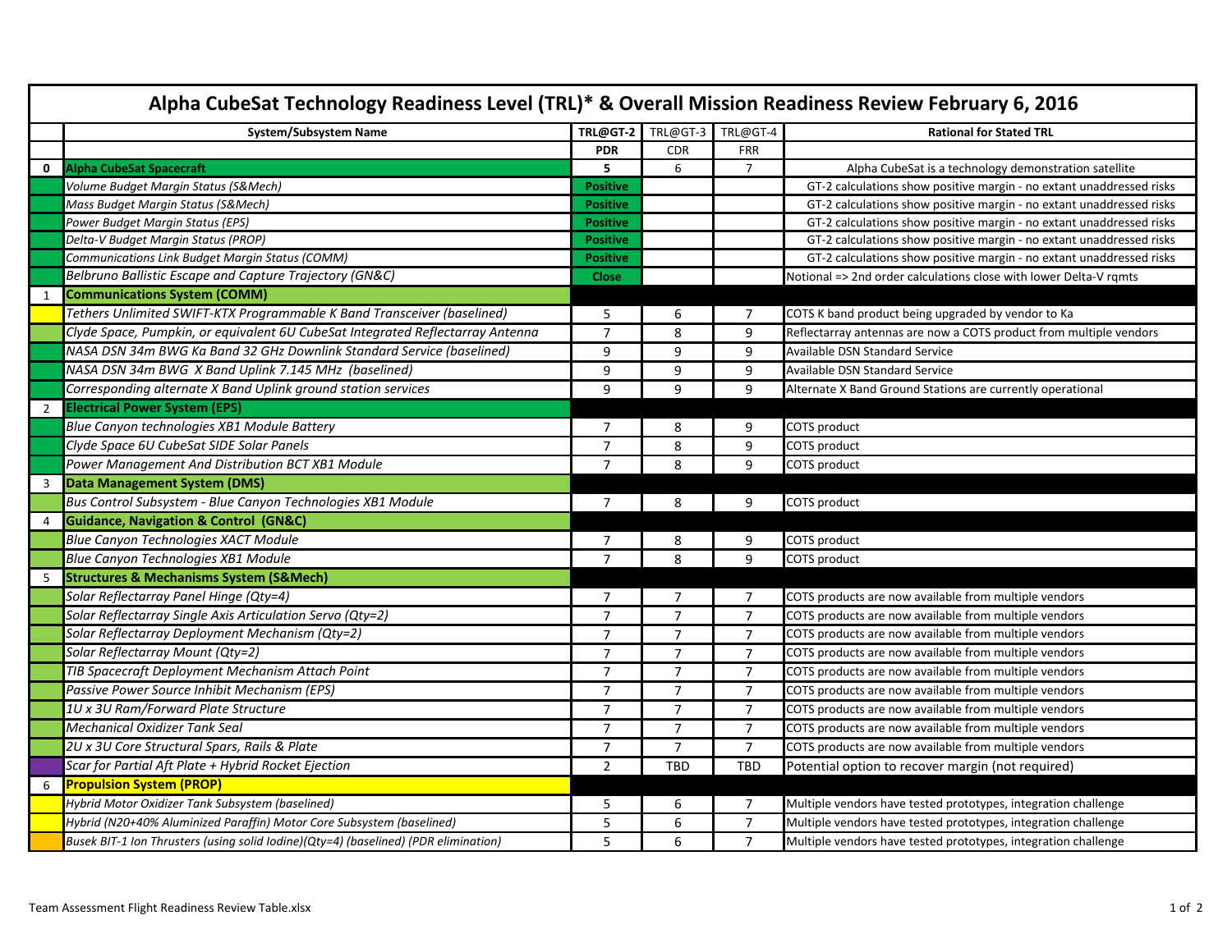# Alpha CubeSat Technology Readiness Level (TRL)* & Overall Mission Readiness Review February 6, 2016

| | System/Subsystem Name | TRL@GT-2 | TRL@GT-3 | TRL@GT-4 | Rational for Stated TRL |
|---|---|---|---|---|---|
| | | **PDR** | CDR | FRR | |
| **0** | **Alpha CubeSat Spacecraft** | **5** | 6 | 7 | Alpha CubeSat is a technology demonstration satellite |
| | *Volume Budget Margin Status (S&Mech)* | **Positive** | | | GT-2 calculations show positive margin - no extant unaddressed risks |
| | *Mass Budget Margin Status (S&Mech)* | **Positive** | | | GT-2 calculations show positive margin - no extant unaddressed risks |
| | *Power Budget Margin Status (EPS)* | **Positive** | | | GT-2 calculations show positive margin - no extant unaddressed risks |
| | *Delta-V Budget Margin Status (PROP)* | **Positive** | | | GT-2 calculations show positive margin - no extant unaddressed risks |
| | *Communications Link Budget Margin Status (COMM)* | **Positive** | | | GT-2 calculations show positive margin - no extant unaddressed risks |
| | *Belbruno Ballistic Escape and Capture Trajectory (GN&C)* | **Close** | | | Notional => 2nd order calculations close with lower Delta-V rqmts |
| 1 | **Communications System (COMM)** | | | | |
| | *Tethers Unlimited SWIFT-KTX Programmable K Band Transceiver (baselined)* | 5 | 6 | 7 | COTS K band product being upgraded by vendor to Ka |
| | *Clyde Space, Pumpkin, or equivalent 6U CubeSat Integrated Reflectarray Antenna* | 7 | 8 | 9 | Reflectarray antennas are now a COTS product from multiple vendors |
| | *NASA DSN 34m BWG Ka Band 32 GHz Downlink Standard Service (baselined)* | 9 | 9 | 9 | Available DSN Standard Service |
| | *NASA DSN 34m BWG X Band Uplink 7.145 MHz (baselined)* | 9 | 9 | 9 | Available DSN Standard Service |
| | *Corresponding alternate X Band Uplink ground station services* | 9 | 9 | 9 | Alternate X Band Ground Stations are currently operational |
| 2 | **Electrical Power System (EPS)** | | | | |
| | *Blue Canyon technologies XB1 Module Battery* | 7 | 8 | 9 | COTS product |
| | *Clyde Space 6U CubeSat SIDE Solar Panels* | 7 | 8 | 9 | COTS product |
| | *Power Management And Distribution BCT XB1 Module* | 7 | 8 | 9 | COTS product |
| 3 | **Data Management System (DMS)** | | | | |
| | *Bus Control Subsystem - Blue Canyon Technologies XB1 Module* | 7 | 8 | 9 | COTS product |
| 4 | **Guidance, Navigation & Control (GN&C)** | | | | |
| | *Blue Canyon Technologies XACT Module* | 7 | 8 | 9 | COTS product |
| | *Blue Canyon Technologies XB1 Module* | 7 | 8 | 9 | COTS product |
| 5 | **Structures & Mechanisms System (S&Mech)** | | | | |
| | *Solar Reflectarray Panel Hinge (Qty=4)* | 7 | 7 | 7 | COTS products are now available from multiple vendors |
| | *Solar Reflectarray Single Axis Articulation Servo (Qty=2)* | 7 | 7 | 7 | COTS products are now available from multiple vendors |
| | *Solar Reflectarray Deployment Mechanism (Qty=2)* | 7 | 7 | 7 | COTS products are now available from multiple vendors |
| | *Solar Reflectarray Mount (Qty=2)* | 7 | 7 | 7 | COTS products are now available from multiple vendors |
| | *TIB Spacecraft Deployment Mechanism Attach Point* | 7 | 7 | 7 | COTS products are now available from multiple vendors |
| | *Passive Power Source Inhibit Mechanism (EPS)* | 7 | 7 | 7 | COTS products are now available from multiple vendors |
| | *1U x 3U Ram/Forward Plate Structure* | 7 | 7 | 7 | COTS products are now available from multiple vendors |
| | *Mechanical Oxidizer Tank Seal* | 7 | 7 | 7 | COTS products are now available from multiple vendors |
| | *2U x 3U Core Structural Spars, Rails & Plate* | 7 | 7 | 7 | COTS products are now available from multiple vendors |
| | *Scar for Partial Aft Plate + Hybrid Rocket Ejection* | 2 | TBD | TBD | Potential option to recover margin (not required) |
| 6 | **Propulsion System (PROP)** | | | | |
| | *Hybrid Motor Oxidizer Tank Subsystem (baselined)* | 5 | 6 | 7 | Multiple vendors have tested prototypes, integration challenge |
| | *Hybrid (N20+40% Aluminized Paraffin) Motor Core Subsystem (baselined)* | 5 | 6 | 7 | Multiple vendors have tested prototypes, integration challenge |
| | *Busek BIT-1 Ion Thrusters (using solid Iodine)(Qty=4) (baselined) (PDR elimination)* | 5 | 6 | 7 | Multiple vendors have tested prototypes, integration challenge |

Team Assessment Flight Readiness Review Table.xlsx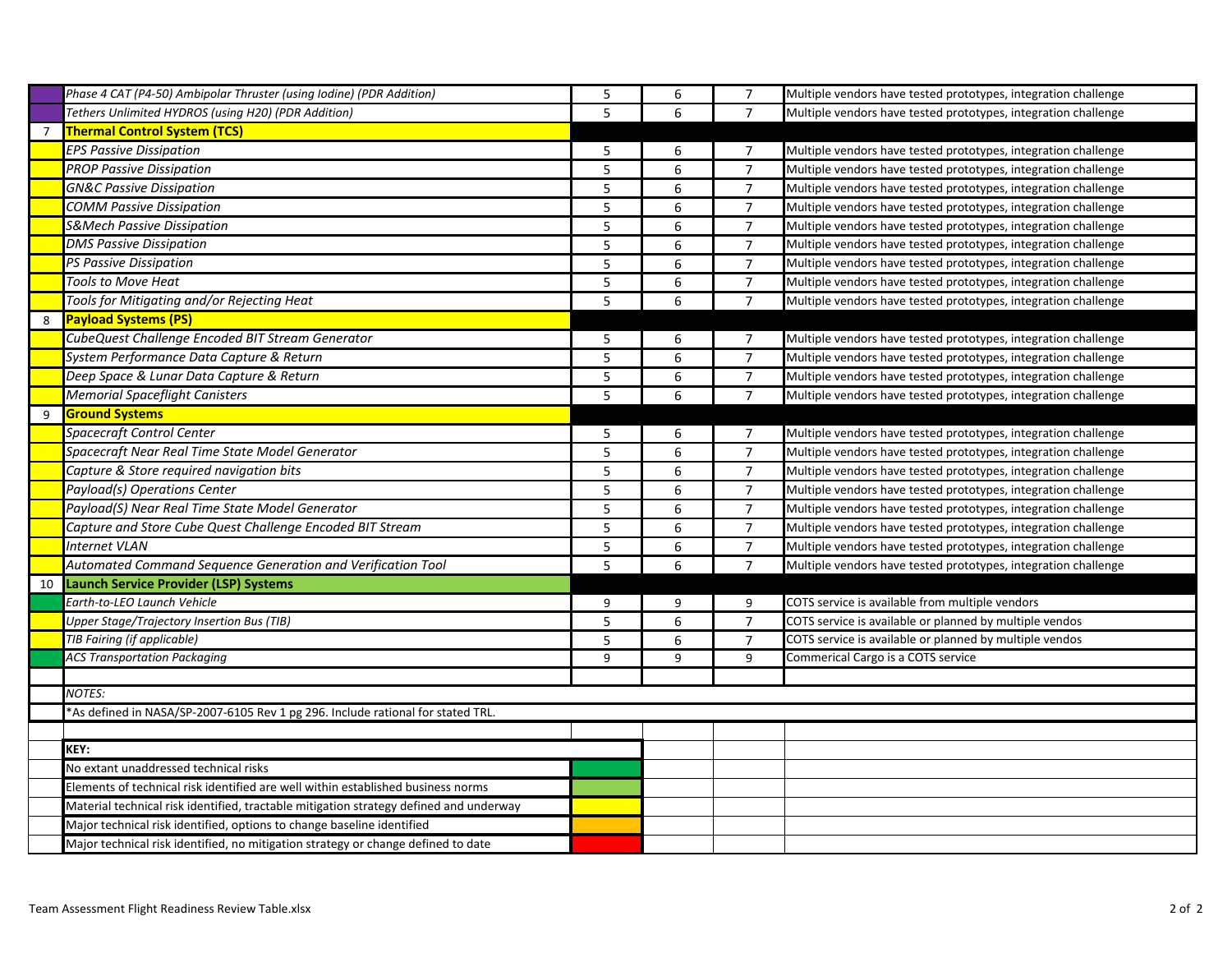| | | | | | |
|---|---|---|---|---|---|
| | *Phase 4 CAT (P4-50) Ambipolar Thruster (using Iodine) (PDR Addition)* | 5 | 6 | 7 | Multiple vendors have tested prototypes, integration challenge |
| | *Tethers Unlimited HYDROS (using H20) (PDR Addition)* | 5 | 6 | 7 | Multiple vendors have tested prototypes, integration challenge |
| 7 | **Thermal Control System (TCS)** | | | | |
| | *EPS Passive Dissipation* | 5 | 6 | 7 | Multiple vendors have tested prototypes, integration challenge |
| | *PROP Passive Dissipation* | 5 | 6 | 7 | Multiple vendors have tested prototypes, integration challenge |
| | *GN&C Passive Dissipation* | 5 | 6 | 7 | Multiple vendors have tested prototypes, integration challenge |
| | *COMM Passive Dissipation* | 5 | 6 | 7 | Multiple vendors have tested prototypes, integration challenge |
| | *S&Mech Passive Dissipation* | 5 | 6 | 7 | Multiple vendors have tested prototypes, integration challenge |
| | *DMS Passive Dissipation* | 5 | 6 | 7 | Multiple vendors have tested prototypes, integration challenge |
| | *PS Passive Dissipation* | 5 | 6 | 7 | Multiple vendors have tested prototypes, integration challenge |
| | *Tools to Move Heat* | 5 | 6 | 7 | Multiple vendors have tested prototypes, integration challenge |
| | *Tools for Mitigating and/or Rejecting Heat* | 5 | 6 | 7 | Multiple vendors have tested prototypes, integration challenge |
| 8 | **Payload Systems (PS)** | | | | |
| | *CubeQuest Challenge Encoded BIT Stream Generator* | 5 | 6 | 7 | Multiple vendors have tested prototypes, integration challenge |
| | *System Performance Data Capture & Return* | 5 | 6 | 7 | Multiple vendors have tested prototypes, integration challenge |
| | *Deep Space & Lunar Data Capture & Return* | 5 | 6 | 7 | Multiple vendors have tested prototypes, integration challenge |
| | *Memorial Spaceflight Canisters* | 5 | 6 | 7 | Multiple vendors have tested prototypes, integration challenge |
| 9 | **Ground Systems** | | | | |
| | *Spacecraft Control Center* | 5 | 6 | 7 | Multiple vendors have tested prototypes, integration challenge |
| | *Spacecraft Near Real Time State Model Generator* | 5 | 6 | 7 | Multiple vendors have tested prototypes, integration challenge |
| | *Capture & Store required navigation bits* | 5 | 6 | 7 | Multiple vendors have tested prototypes, integration challenge |
| | *Payload(s) Operations Center* | 5 | 6 | 7 | Multiple vendors have tested prototypes, integration challenge |
| | *Payload(S) Near Real Time State Model Generator* | 5 | 6 | 7 | Multiple vendors have tested prototypes, integration challenge |
| | *Capture and Store Cube Quest Challenge Encoded BIT Stream* | 5 | 6 | 7 | Multiple vendors have tested prototypes, integration challenge |
| | *Internet VLAN* | 5 | 6 | 7 | Multiple vendors have tested prototypes, integration challenge |
| | *Automated Command Sequence Generation and Verification Tool* | 5 | 6 | 7 | Multiple vendors have tested prototypes, integration challenge |
| 10 | **Launch Service Provider (LSP) Systems** | | | | |
| | *Earth-to-LEO Launch Vehicle* | 9 | 9 | 9 | COTS service is available from multiple vendors |
| | *Upper Stage/Trajectory Insertion Bus (TIB)* | 5 | 6 | 7 | COTS service is available or planned by multiple vendos |
| | *TIB Fairing (if applicable)* | 5 | 6 | 7 | COTS service is available or planned by multiple vendos |
| | *ACS Transportation Packaging* | 9 | 9 | 9 | Commerical Cargo is a COTS service |
| | | | | | |
| | *NOTES:* | | | | |
| | *As defined in NASA/SP-2007-6105 Rev 1 pg 296. Include rational for stated TRL. | | | | |

**KEY:**

| | |
|---|---|
| No extant unaddressed technical risks | (Dark green) |
| Elements of technical risk identified are well within established business norms | (Light green) |
| Material technical risk identified, tractable mitigation strategy defined and underway | (Yellow) |
| Major technical risk identified, options to change baseline identified | (Orange) |
| Major technical risk identified, no mitigation strategy or change defined to date | (Red) |